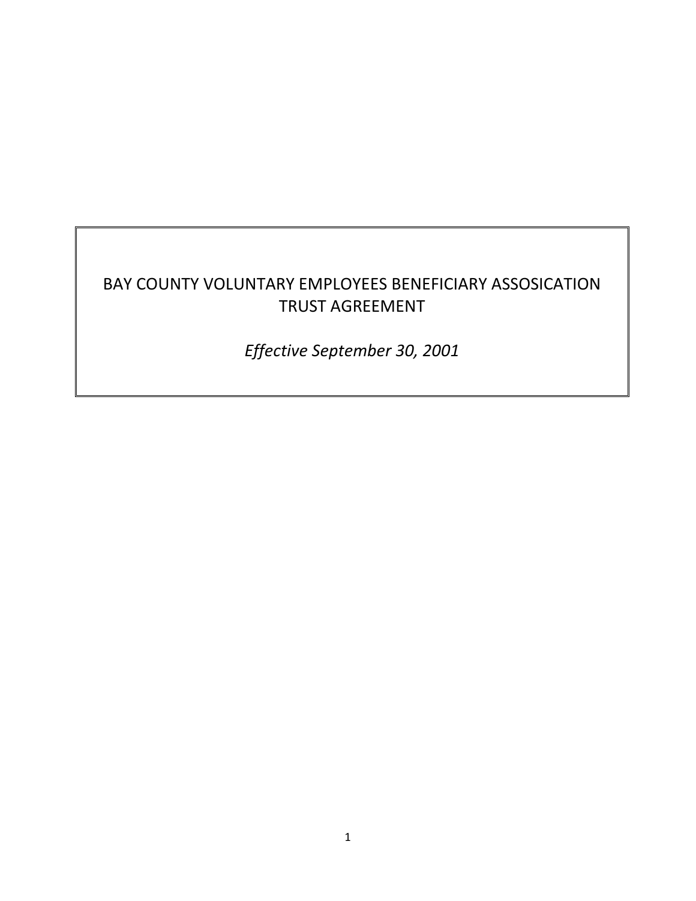# BAY COUNTY VOLUNTARY EMPLOYEES BENEFICIARY ASSOSICATION TRUST AGREEMENT

*Effective September 30, 2001*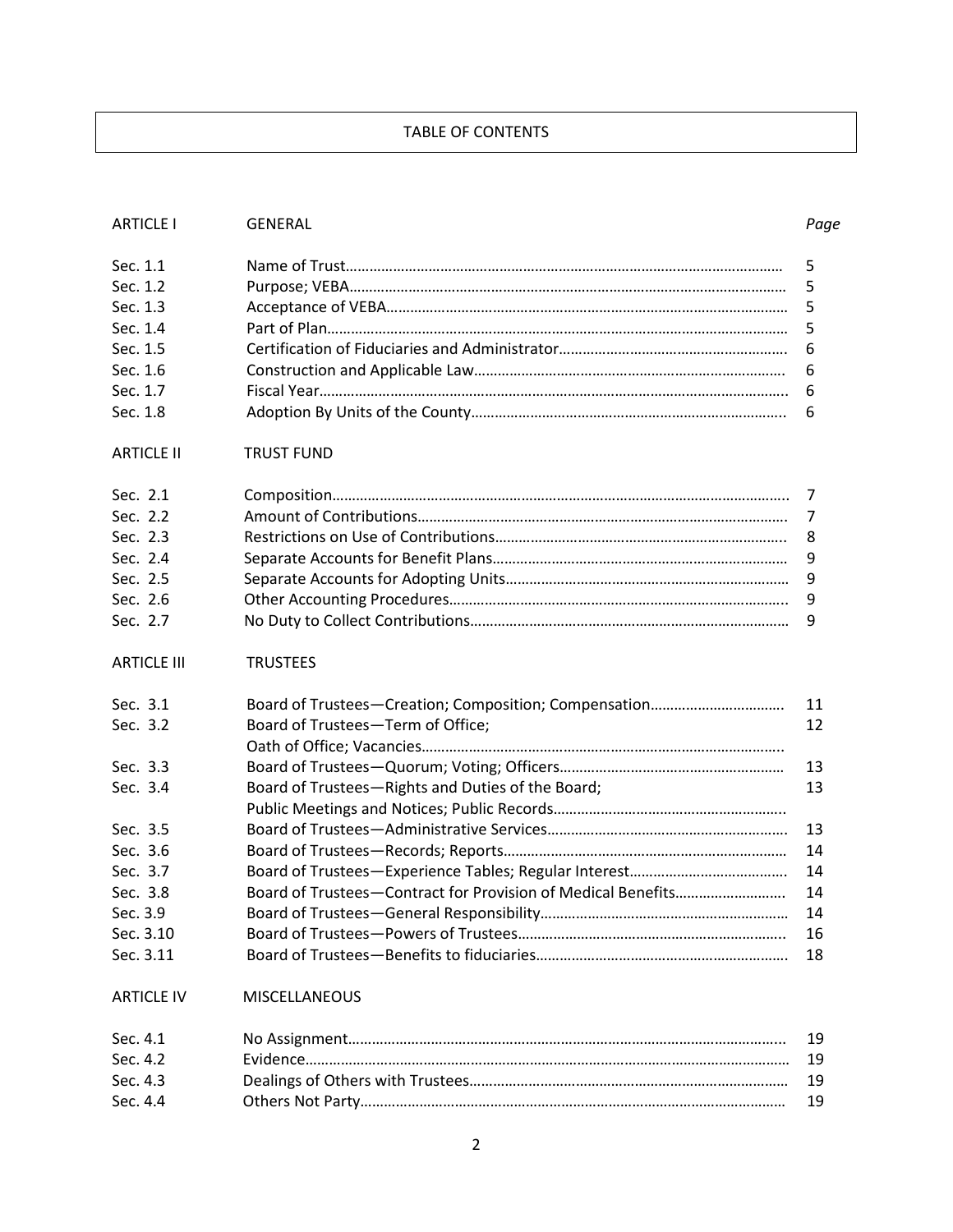# TABLE OF CONTENTS

| | | Page |
|---|---|---|
| **ARTICLE I** | **GENERAL** | |
| Sec. 1.1 | Name of Trust | 5 |
| Sec. 1.2 | Purpose; VEBA | 5 |
| Sec. 1.3 | Acceptance of VEBA | 5 |
| Sec. 1.4 | Part of Plan | 5 |
| Sec. 1.5 | Certification of Fiduciaries and Administrator | 6 |
| Sec. 1.6 | Construction and Applicable Law | 6 |
| Sec. 1.7 | Fiscal Year | 6 |
| Sec. 1.8 | Adoption By Units of the County | 6 |
| **ARTICLE II** | **TRUST FUND** | |
| Sec. 2.1 | Composition | 7 |
| Sec. 2.2 | Amount of Contributions | 7 |
| Sec. 2.3 | Restrictions on Use of Contributions | 8 |
| Sec. 2.4 | Separate Accounts for Benefit Plans | 9 |
| Sec. 2.5 | Separate Accounts for Adopting Units | 9 |
| Sec. 2.6 | Other Accounting Procedures | 9 |
| Sec. 2.7 | No Duty to Collect Contributions | 9 |
| **ARTICLE III** | **TRUSTEES** | |
| Sec. 3.1 | Board of Trustees—Creation; Composition; Compensation | 11 |
| Sec. 3.2 | Board of Trustees—Term of Office; Oath of Office; Vacancies | 12 |
| Sec. 3.3 | Board of Trustees—Quorum; Voting; Officers | 13 |
| Sec. 3.4 | Board of Trustees—Rights and Duties of the Board; Public Meetings and Notices; Public Records | 13 |
| Sec. 3.5 | Board of Trustees—Administrative Services | 13 |
| Sec. 3.6 | Board of Trustees—Records; Reports | 14 |
| Sec. 3.7 | Board of Trustees—Experience Tables; Regular Interest | 14 |
| Sec. 3.8 | Board of Trustees—Contract for Provision of Medical Benefits | 14 |
| Sec. 3.9 | Board of Trustees—General Responsibility | 14 |
| Sec. 3.10 | Board of Trustees—Powers of Trustees | 16 |
| Sec. 3.11 | Board of Trustees—Benefits to fiduciaries | 18 |
| **ARTICLE IV** | **MISCELLANEOUS** | |
| Sec. 4.1 | No Assignment | 19 |
| Sec. 4.2 | Evidence | 19 |
| Sec. 4.3 | Dealings of Others with Trustees | 19 |
| Sec. 4.4 | Others Not Party | 19 |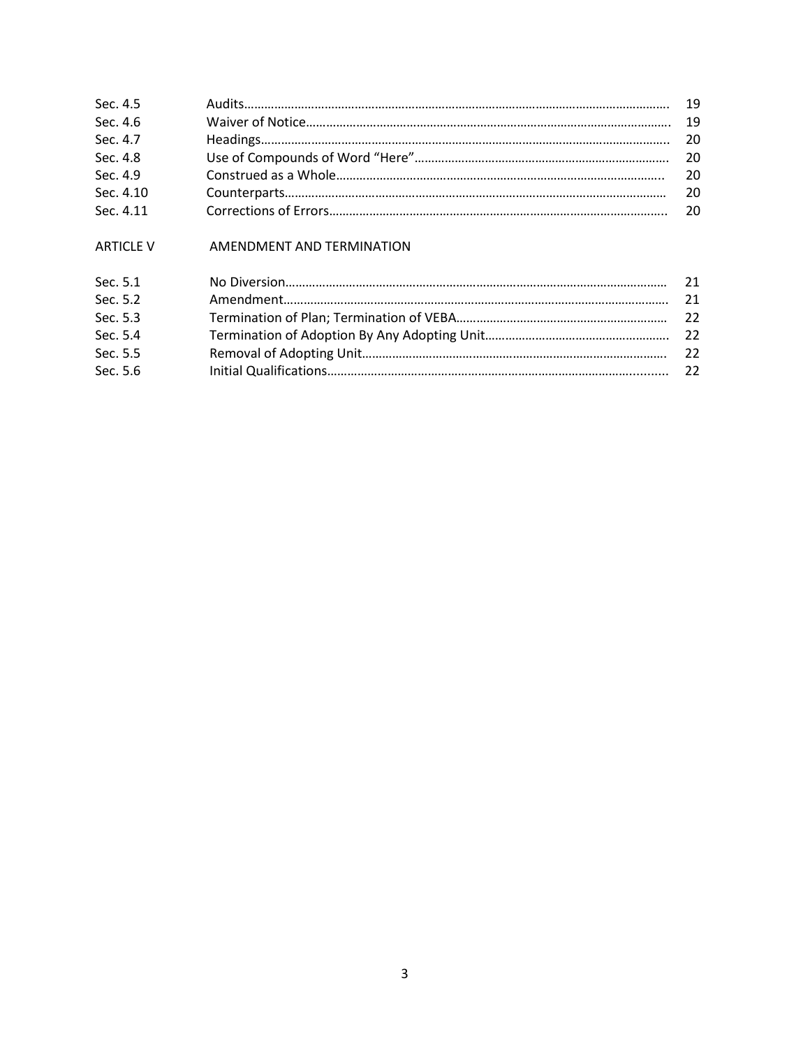| | | |
|---|---|---|
| Sec. 4.5 | Audits | 19 |
| Sec. 4.6 | Waiver of Notice | 19 |
| Sec. 4.7 | Headings | 20 |
| Sec. 4.8 | Use of Compounds of Word "Here" | 20 |
| Sec. 4.9 | Construed as a Whole | 20 |
| Sec. 4.10 | Counterparts | 20 |
| Sec. 4.11 | Corrections of Errors | 20 |

ARTICLE V AMENDMENT AND TERMINATION

| | | |
|---|---|---|
| Sec. 5.1 | No Diversion | 21 |
| Sec. 5.2 | Amendment | 21 |
| Sec. 5.3 | Termination of Plan; Termination of VEBA | 22 |
| Sec. 5.4 | Termination of Adoption By Any Adopting Unit | 22 |
| Sec. 5.5 | Removal of Adopting Unit | 22 |
| Sec. 5.6 | Initial Qualifications | 22 |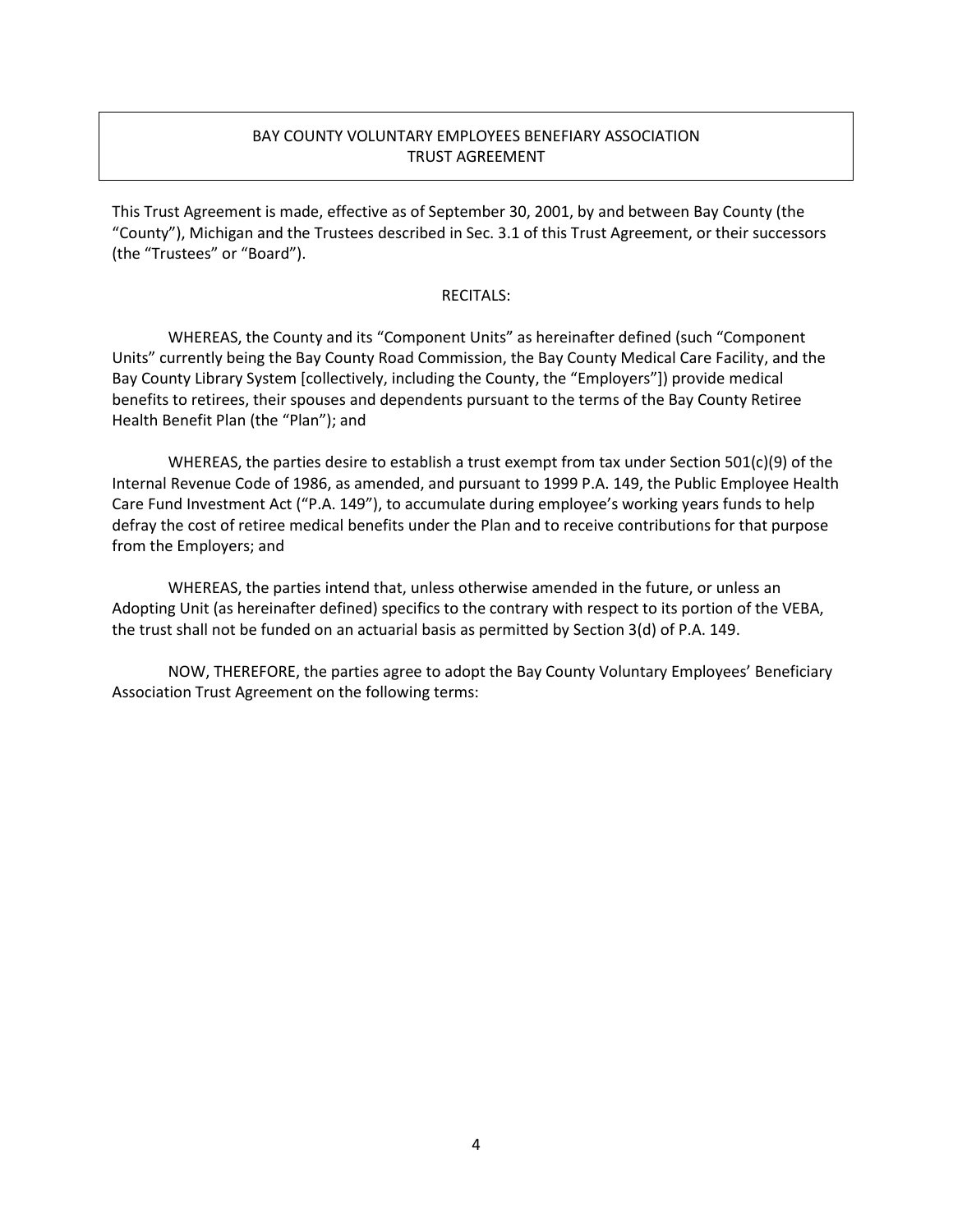# BAY COUNTY VOLUNTARY EMPLOYEES BENEFIARY ASSOCIATION TRUST AGREEMENT

This Trust Agreement is made, effective as of September 30, 2001, by and between Bay County (the "County"), Michigan and the Trustees described in Sec. 3.1 of this Trust Agreement, or their successors (the "Trustees" or "Board").

RECITALS:

WHEREAS, the County and its "Component Units" as hereinafter defined (such "Component Units" currently being the Bay County Road Commission, the Bay County Medical Care Facility, and the Bay County Library System [collectively, including the County, the "Employers"]) provide medical benefits to retirees, their spouses and dependents pursuant to the terms of the Bay County Retiree Health Benefit Plan (the "Plan"); and

WHEREAS, the parties desire to establish a trust exempt from tax under Section 501(c)(9) of the Internal Revenue Code of 1986, as amended, and pursuant to 1999 P.A. 149, the Public Employee Health Care Fund Investment Act ("P.A. 149"), to accumulate during employee's working years funds to help defray the cost of retiree medical benefits under the Plan and to receive contributions for that purpose from the Employers; and

WHEREAS, the parties intend that, unless otherwise amended in the future, or unless an Adopting Unit (as hereinafter defined) specifics to the contrary with respect to its portion of the VEBA, the trust shall not be funded on an actuarial basis as permitted by Section 3(d) of P.A. 149.

NOW, THEREFORE, the parties agree to adopt the Bay County Voluntary Employees' Beneficiary Association Trust Agreement on the following terms: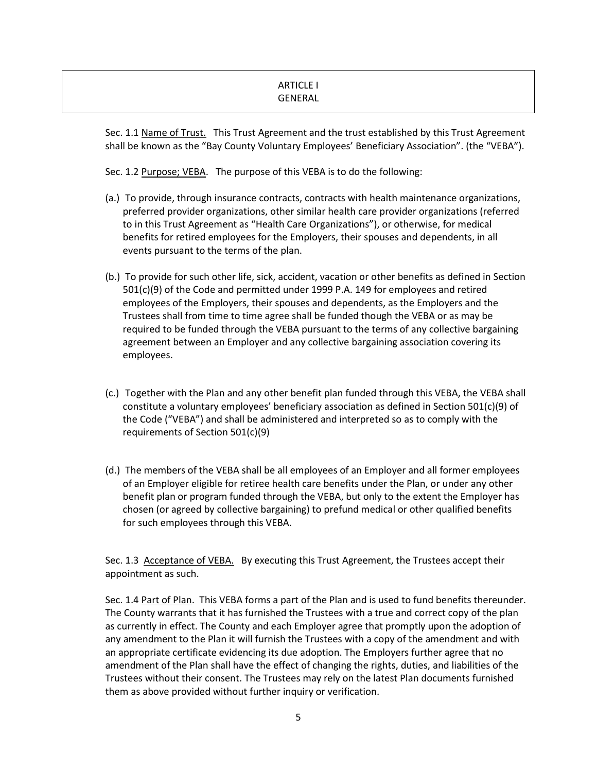# ARTICLE I
# GENERAL

Sec. 1.1 <u>Name of Trust.</u> This Trust Agreement and the trust established by this Trust Agreement shall be known as the "Bay County Voluntary Employees' Beneficiary Association". (the "VEBA").

Sec. 1.2 <u>Purpose; VEBA</u>. The purpose of this VEBA is to do the following:

(a.) To provide, through insurance contracts, contracts with health maintenance organizations, preferred provider organizations, other similar health care provider organizations (referred to in this Trust Agreement as "Health Care Organizations"), or otherwise, for medical benefits for retired employees for the Employers, their spouses and dependents, in all events pursuant to the terms of the plan.

(b.) To provide for such other life, sick, accident, vacation or other benefits as defined in Section 501(c)(9) of the Code and permitted under 1999 P.A. 149 for employees and retired employees of the Employers, their spouses and dependents, as the Employers and the Trustees shall from time to time agree shall be funded though the VEBA or as may be required to be funded through the VEBA pursuant to the terms of any collective bargaining agreement between an Employer and any collective bargaining association covering its employees.

(c.) Together with the Plan and any other benefit plan funded through this VEBA, the VEBA shall constitute a voluntary employees' beneficiary association as defined in Section 501(c)(9) of the Code ("VEBA") and shall be administered and interpreted so as to comply with the requirements of Section 501(c)(9)

(d.) The members of the VEBA shall be all employees of an Employer and all former employees of an Employer eligible for retiree health care benefits under the Plan, or under any other benefit plan or program funded through the VEBA, but only to the extent the Employer has chosen (or agreed by collective bargaining) to prefund medical or other qualified benefits for such employees through this VEBA.

Sec. 1.3 <u>Acceptance of VEBA.</u> By executing this Trust Agreement, the Trustees accept their appointment as such.

Sec. 1.4 <u>Part of Plan</u>. This VEBA forms a part of the Plan and is used to fund benefits thereunder. The County warrants that it has furnished the Trustees with a true and correct copy of the plan as currently in effect. The County and each Employer agree that promptly upon the adoption of any amendment to the Plan it will furnish the Trustees with a copy of the amendment and with an appropriate certificate evidencing its due adoption. The Employers further agree that no amendment of the Plan shall have the effect of changing the rights, duties, and liabilities of the Trustees without their consent. The Trustees may rely on the latest Plan documents furnished them as above provided without further inquiry or verification.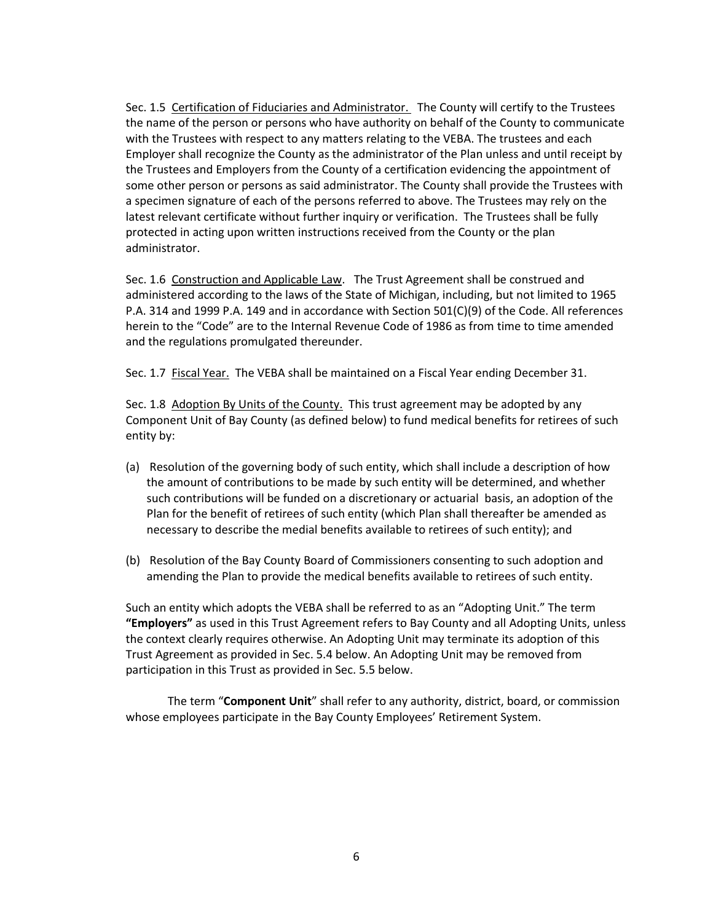Sec. 1.5 Certification of Fiduciaries and Administrator. The County will certify to the Trustees the name of the person or persons who have authority on behalf of the County to communicate with the Trustees with respect to any matters relating to the VEBA. The trustees and each Employer shall recognize the County as the administrator of the Plan unless and until receipt by the Trustees and Employers from the County of a certification evidencing the appointment of some other person or persons as said administrator. The County shall provide the Trustees with a specimen signature of each of the persons referred to above. The Trustees may rely on the latest relevant certificate without further inquiry or verification. The Trustees shall be fully protected in acting upon written instructions received from the County or the plan administrator.

Sec. 1.6 Construction and Applicable Law. The Trust Agreement shall be construed and administered according to the laws of the State of Michigan, including, but not limited to 1965 P.A. 314 and 1999 P.A. 149 and in accordance with Section 501(C)(9) of the Code. All references herein to the "Code" are to the Internal Revenue Code of 1986 as from time to time amended and the regulations promulgated thereunder.

Sec. 1.7 Fiscal Year. The VEBA shall be maintained on a Fiscal Year ending December 31.

Sec. 1.8 Adoption By Units of the County. This trust agreement may be adopted by any Component Unit of Bay County (as defined below) to fund medical benefits for retirees of such entity by:

(a) Resolution of the governing body of such entity, which shall include a description of how the amount of contributions to be made by such entity will be determined, and whether such contributions will be funded on a discretionary or actuarial basis, an adoption of the Plan for the benefit of retirees of such entity (which Plan shall thereafter be amended as necessary to describe the medial benefits available to retirees of such entity); and

(b) Resolution of the Bay County Board of Commissioners consenting to such adoption and amending the Plan to provide the medical benefits available to retirees of such entity.

Such an entity which adopts the VEBA shall be referred to as an "Adopting Unit." The term **"Employers"** as used in this Trust Agreement refers to Bay County and all Adopting Units, unless the context clearly requires otherwise. An Adopting Unit may terminate its adoption of this Trust Agreement as provided in Sec. 5.4 below. An Adopting Unit may be removed from participation in this Trust as provided in Sec. 5.5 below.

The term "**Component Unit**" shall refer to any authority, district, board, or commission whose employees participate in the Bay County Employees' Retirement System.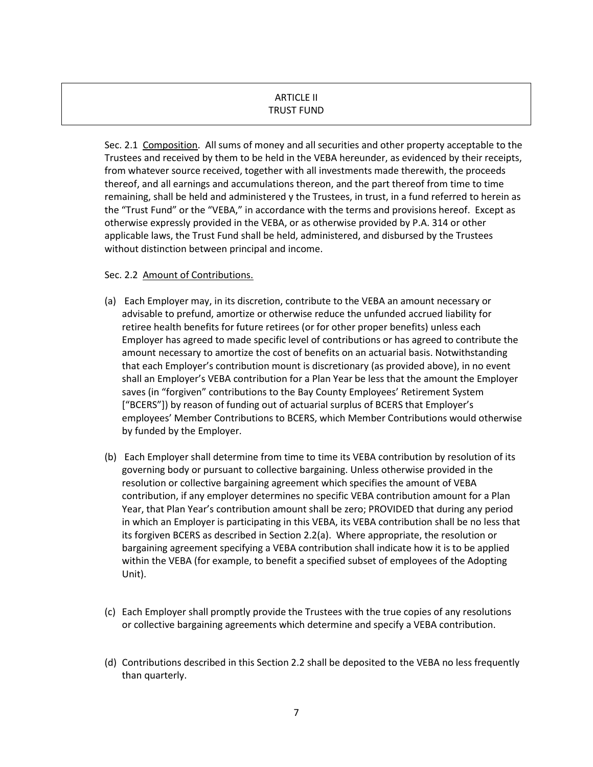# ARTICLE II
# TRUST FUND

Sec. 2.1 Composition. All sums of money and all securities and other property acceptable to the Trustees and received by them to be held in the VEBA hereunder, as evidenced by their receipts, from whatever source received, together with all investments made therewith, the proceeds thereof, and all earnings and accumulations thereon, and the part thereof from time to time remaining, shall be held and administered y the Trustees, in trust, in a fund referred to herein as the "Trust Fund" or the "VEBA," in accordance with the terms and provisions hereof. Except as otherwise expressly provided in the VEBA, or as otherwise provided by P.A. 314 or other applicable laws, the Trust Fund shall be held, administered, and disbursed by the Trustees without distinction between principal and income.

Sec. 2.2 Amount of Contributions.

(a) Each Employer may, in its discretion, contribute to the VEBA an amount necessary or advisable to prefund, amortize or otherwise reduce the unfunded accrued liability for retiree health benefits for future retirees (or for other proper benefits) unless each Employer has agreed to made specific level of contributions or has agreed to contribute the amount necessary to amortize the cost of benefits on an actuarial basis. Notwithstanding that each Employer's contribution mount is discretionary (as provided above), in no event shall an Employer's VEBA contribution for a Plan Year be less that the amount the Employer saves (in "forgiven" contributions to the Bay County Employees' Retirement System ["BCERS"]) by reason of funding out of actuarial surplus of BCERS that Employer's employees' Member Contributions to BCERS, which Member Contributions would otherwise by funded by the Employer.

(b) Each Employer shall determine from time to time its VEBA contribution by resolution of its governing body or pursuant to collective bargaining. Unless otherwise provided in the resolution or collective bargaining agreement which specifies the amount of VEBA contribution, if any employer determines no specific VEBA contribution amount for a Plan Year, that Plan Year's contribution amount shall be zero; PROVIDED that during any period in which an Employer is participating in this VEBA, its VEBA contribution shall be no less that its forgiven BCERS as described in Section 2.2(a). Where appropriate, the resolution or bargaining agreement specifying a VEBA contribution shall indicate how it is to be applied within the VEBA (for example, to benefit a specified subset of employees of the Adopting Unit).

(c) Each Employer shall promptly provide the Trustees with the true copies of any resolutions or collective bargaining agreements which determine and specify a VEBA contribution.

(d) Contributions described in this Section 2.2 shall be deposited to the VEBA no less frequently than quarterly.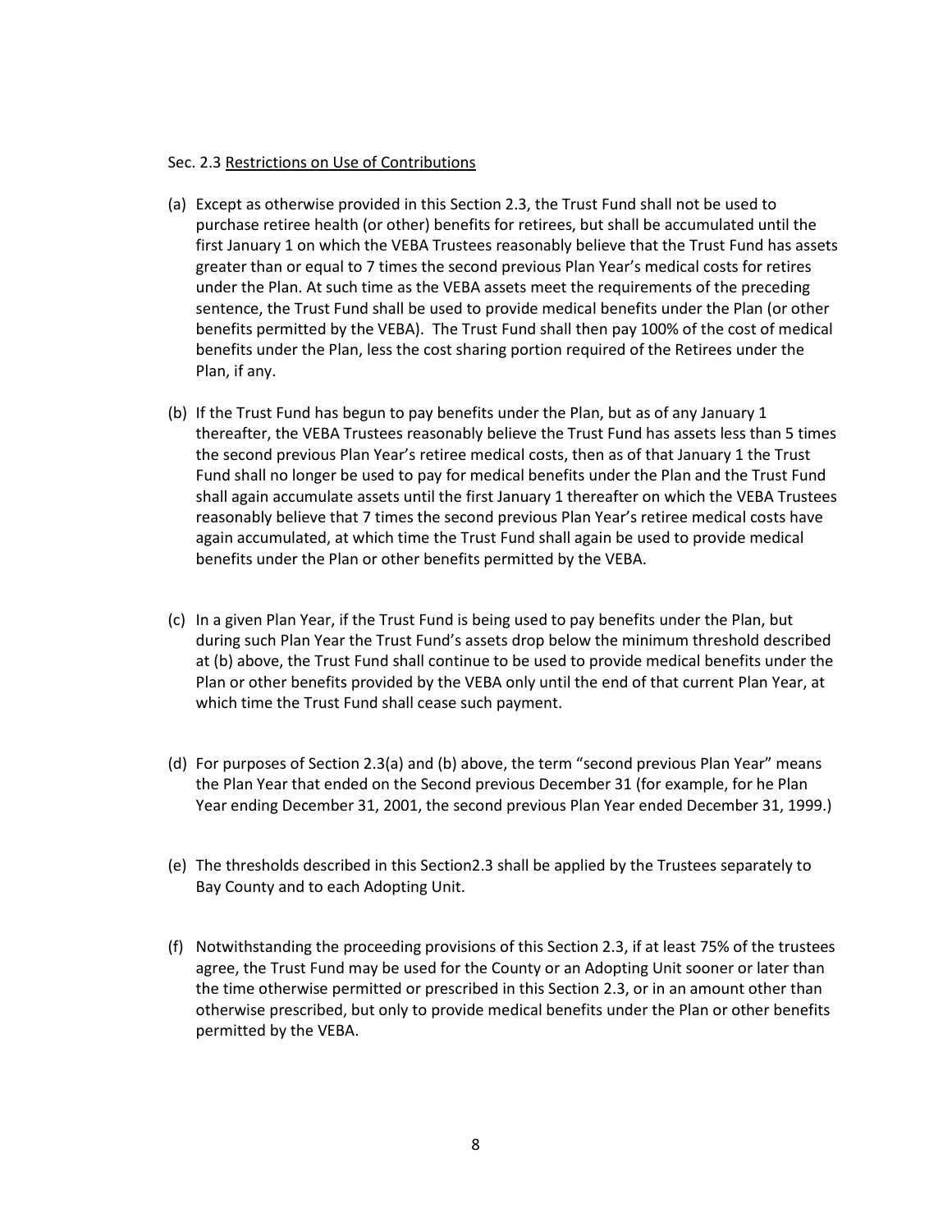Sec. 2.3 Restrictions on Use of Contributions

(a) Except as otherwise provided in this Section 2.3, the Trust Fund shall not be used to purchase retiree health (or other) benefits for retirees, but shall be accumulated until the first January 1 on which the VEBA Trustees reasonably believe that the Trust Fund has assets greater than or equal to 7 times the second previous Plan Year's medical costs for retires under the Plan. At such time as the VEBA assets meet the requirements of the preceding sentence, the Trust Fund shall be used to provide medical benefits under the Plan (or other benefits permitted by the VEBA). The Trust Fund shall then pay 100% of the cost of medical benefits under the Plan, less the cost sharing portion required of the Retirees under the Plan, if any.

(b) If the Trust Fund has begun to pay benefits under the Plan, but as of any January 1 thereafter, the VEBA Trustees reasonably believe the Trust Fund has assets less than 5 times the second previous Plan Year's retiree medical costs, then as of that January 1 the Trust Fund shall no longer be used to pay for medical benefits under the Plan and the Trust Fund shall again accumulate assets until the first January 1 thereafter on which the VEBA Trustees reasonably believe that 7 times the second previous Plan Year's retiree medical costs have again accumulated, at which time the Trust Fund shall again be used to provide medical benefits under the Plan or other benefits permitted by the VEBA.

(c) In a given Plan Year, if the Trust Fund is being used to pay benefits under the Plan, but during such Plan Year the Trust Fund's assets drop below the minimum threshold described at (b) above, the Trust Fund shall continue to be used to provide medical benefits under the Plan or other benefits provided by the VEBA only until the end of that current Plan Year, at which time the Trust Fund shall cease such payment.

(d) For purposes of Section 2.3(a) and (b) above, the term "second previous Plan Year" means the Plan Year that ended on the Second previous December 31 (for example, for he Plan Year ending December 31, 2001, the second previous Plan Year ended December 31, 1999.)

(e) The thresholds described in this Section2.3 shall be applied by the Trustees separately to Bay County and to each Adopting Unit.

(f) Notwithstanding the proceeding provisions of this Section 2.3, if at least 75% of the trustees agree, the Trust Fund may be used for the County or an Adopting Unit sooner or later than the time otherwise permitted or prescribed in this Section 2.3, or in an amount other than otherwise prescribed, but only to provide medical benefits under the Plan or other benefits permitted by the VEBA.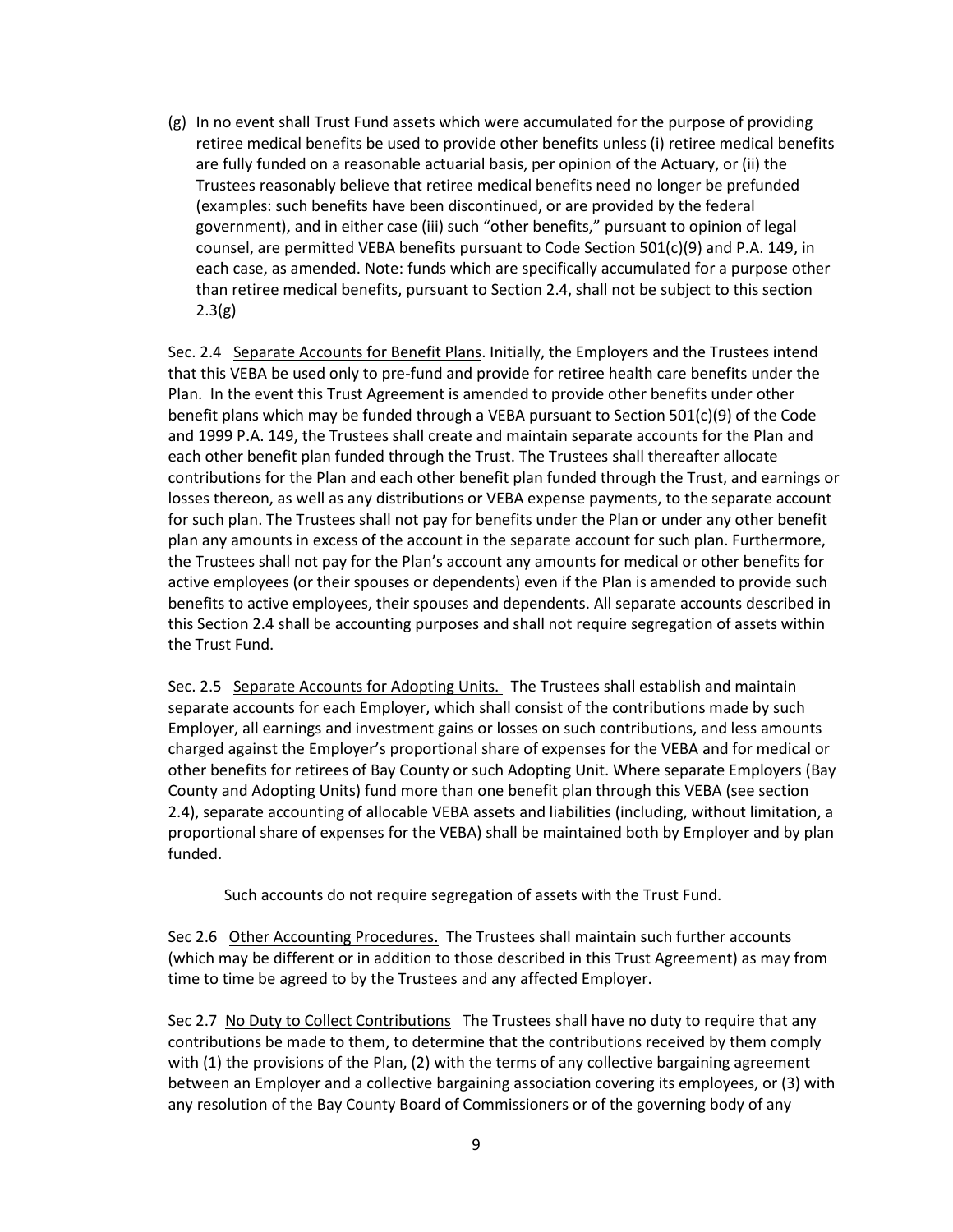(g) In no event shall Trust Fund assets which were accumulated for the purpose of providing retiree medical benefits be used to provide other benefits unless (i) retiree medical benefits are fully funded on a reasonable actuarial basis, per opinion of the Actuary, or (ii) the Trustees reasonably believe that retiree medical benefits need no longer be prefunded (examples: such benefits have been discontinued, or are provided by the federal government), and in either case (iii) such "other benefits," pursuant to opinion of legal counsel, are permitted VEBA benefits pursuant to Code Section 501(c)(9) and P.A. 149, in each case, as amended. Note: funds which are specifically accumulated for a purpose other than retiree medical benefits, pursuant to Section 2.4, shall not be subject to this section 2.3(g)

Sec. 2.4 <u>Separate Accounts for Benefit Plans</u>. Initially, the Employers and the Trustees intend that this VEBA be used only to pre-fund and provide for retiree health care benefits under the Plan. In the event this Trust Agreement is amended to provide other benefits under other benefit plans which may be funded through a VEBA pursuant to Section 501(c)(9) of the Code and 1999 P.A. 149, the Trustees shall create and maintain separate accounts for the Plan and each other benefit plan funded through the Trust. The Trustees shall thereafter allocate contributions for the Plan and each other benefit plan funded through the Trust, and earnings or losses thereon, as well as any distributions or VEBA expense payments, to the separate account for such plan. The Trustees shall not pay for benefits under the Plan or under any other benefit plan any amounts in excess of the account in the separate account for such plan. Furthermore, the Trustees shall not pay for the Plan's account any amounts for medical or other benefits for active employees (or their spouses or dependents) even if the Plan is amended to provide such benefits to active employees, their spouses and dependents. All separate accounts described in this Section 2.4 shall be accounting purposes and shall not require segregation of assets within the Trust Fund.

Sec. 2.5 <u>Separate Accounts for Adopting Units.</u> The Trustees shall establish and maintain separate accounts for each Employer, which shall consist of the contributions made by such Employer, all earnings and investment gains or losses on such contributions, and less amounts charged against the Employer's proportional share of expenses for the VEBA and for medical or other benefits for retirees of Bay County or such Adopting Unit. Where separate Employers (Bay County and Adopting Units) fund more than one benefit plan through this VEBA (see section 2.4), separate accounting of allocable VEBA assets and liabilities (including, without limitation, a proportional share of expenses for the VEBA) shall be maintained both by Employer and by plan funded.

Such accounts do not require segregation of assets with the Trust Fund.

Sec 2.6 <u>Other Accounting Procedures.</u> The Trustees shall maintain such further accounts (which may be different or in addition to those described in this Trust Agreement) as may from time to time be agreed to by the Trustees and any affected Employer.

Sec 2.7 <u>No Duty to Collect Contributions</u> The Trustees shall have no duty to require that any contributions be made to them, to determine that the contributions received by them comply with (1) the provisions of the Plan, (2) with the terms of any collective bargaining agreement between an Employer and a collective bargaining association covering its employees, or (3) with any resolution of the Bay County Board of Commissioners or of the governing body of any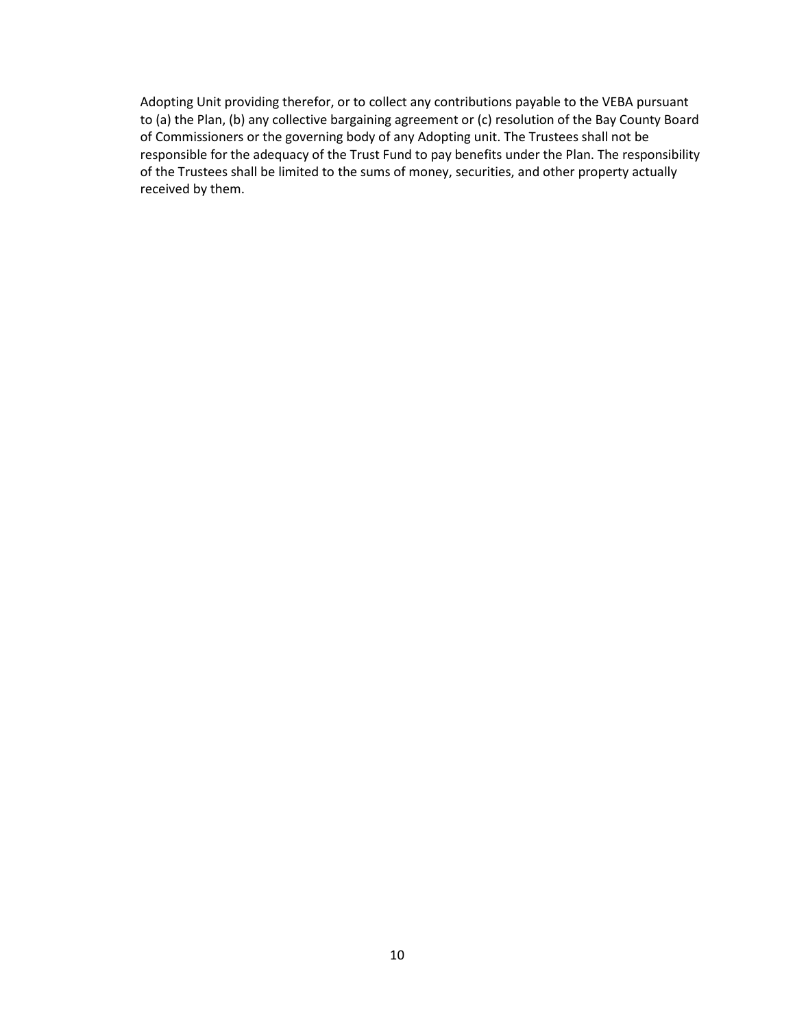Adopting Unit providing therefor, or to collect any contributions payable to the VEBA pursuant to (a) the Plan, (b) any collective bargaining agreement or (c) resolution of the Bay County Board of Commissioners or the governing body of any Adopting unit. The Trustees shall not be responsible for the adequacy of the Trust Fund to pay benefits under the Plan. The responsibility of the Trustees shall be limited to the sums of money, securities, and other property actually received by them.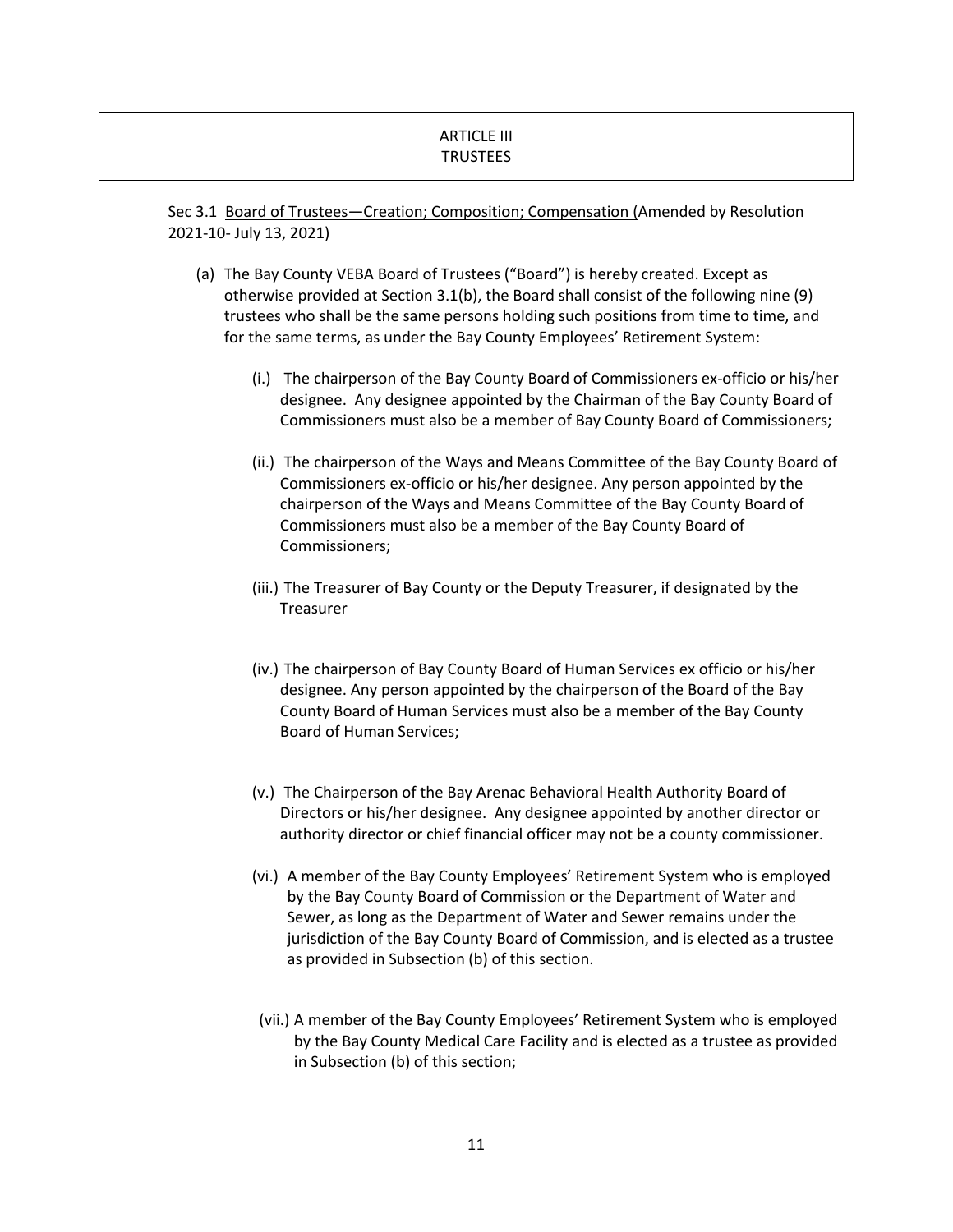# ARTICLE III
# TRUSTEES

Sec 3.1 Board of Trustees—Creation; Composition; Compensation (Amended by Resolution 2021-10- July 13, 2021)

(a) The Bay County VEBA Board of Trustees ("Board") is hereby created. Except as otherwise provided at Section 3.1(b), the Board shall consist of the following nine (9) trustees who shall be the same persons holding such positions from time to time, and for the same terms, as under the Bay County Employees' Retirement System:

(i.) The chairperson of the Bay County Board of Commissioners ex-officio or his/her designee. Any designee appointed by the Chairman of the Bay County Board of Commissioners must also be a member of Bay County Board of Commissioners;

(ii.) The chairperson of the Ways and Means Committee of the Bay County Board of Commissioners ex-officio or his/her designee. Any person appointed by the chairperson of the Ways and Means Committee of the Bay County Board of Commissioners must also be a member of the Bay County Board of Commissioners;

(iii.) The Treasurer of Bay County or the Deputy Treasurer, if designated by the Treasurer

(iv.) The chairperson of Bay County Board of Human Services ex officio or his/her designee. Any person appointed by the chairperson of the Board of the Bay County Board of Human Services must also be a member of the Bay County Board of Human Services;

(v.) The Chairperson of the Bay Arenac Behavioral Health Authority Board of Directors or his/her designee. Any designee appointed by another director or authority director or chief financial officer may not be a county commissioner.

(vi.) A member of the Bay County Employees' Retirement System who is employed by the Bay County Board of Commission or the Department of Water and Sewer, as long as the Department of Water and Sewer remains under the jurisdiction of the Bay County Board of Commission, and is elected as a trustee as provided in Subsection (b) of this section.

(vii.) A member of the Bay County Employees' Retirement System who is employed by the Bay County Medical Care Facility and is elected as a trustee as provided in Subsection (b) of this section;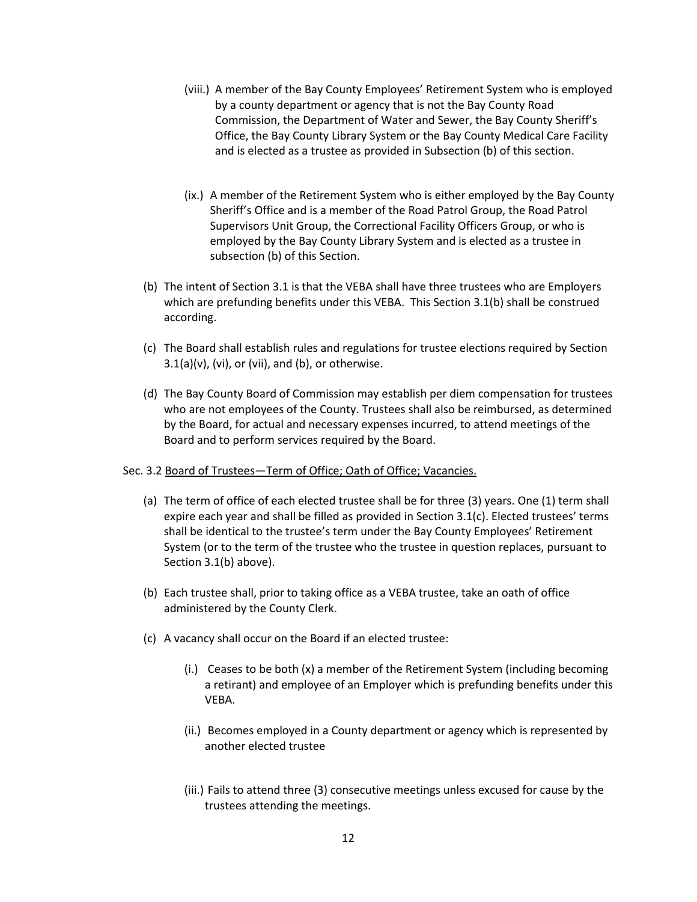(viii.) A member of the Bay County Employees' Retirement System who is employed by a county department or agency that is not the Bay County Road Commission, the Department of Water and Sewer, the Bay County Sheriff's Office, the Bay County Library System or the Bay County Medical Care Facility and is elected as a trustee as provided in Subsection (b) of this section.

(ix.) A member of the Retirement System who is either employed by the Bay County Sheriff's Office and is a member of the Road Patrol Group, the Road Patrol Supervisors Unit Group, the Correctional Facility Officers Group, or who is employed by the Bay County Library System and is elected as a trustee in subsection (b) of this Section.

(b) The intent of Section 3.1 is that the VEBA shall have three trustees who are Employers which are prefunding benefits under this VEBA. This Section 3.1(b) shall be construed according.

(c) The Board shall establish rules and regulations for trustee elections required by Section 3.1(a)(v), (vi), or (vii), and (b), or otherwise.

(d) The Bay County Board of Commission may establish per diem compensation for trustees who are not employees of the County. Trustees shall also be reimbursed, as determined by the Board, for actual and necessary expenses incurred, to attend meetings of the Board and to perform services required by the Board.

Sec. 3.2 Board of Trustees—Term of Office; Oath of Office; Vacancies.

(a) The term of office of each elected trustee shall be for three (3) years. One (1) term shall expire each year and shall be filled as provided in Section 3.1(c). Elected trustees' terms shall be identical to the trustee's term under the Bay County Employees' Retirement System (or to the term of the trustee who the trustee in question replaces, pursuant to Section 3.1(b) above).

(b) Each trustee shall, prior to taking office as a VEBA trustee, take an oath of office administered by the County Clerk.

(c) A vacancy shall occur on the Board if an elected trustee:

(i.) Ceases to be both (x) a member of the Retirement System (including becoming a retirant) and employee of an Employer which is prefunding benefits under this VEBA.

(ii.) Becomes employed in a County department or agency which is represented by another elected trustee

(iii.) Fails to attend three (3) consecutive meetings unless excused for cause by the trustees attending the meetings.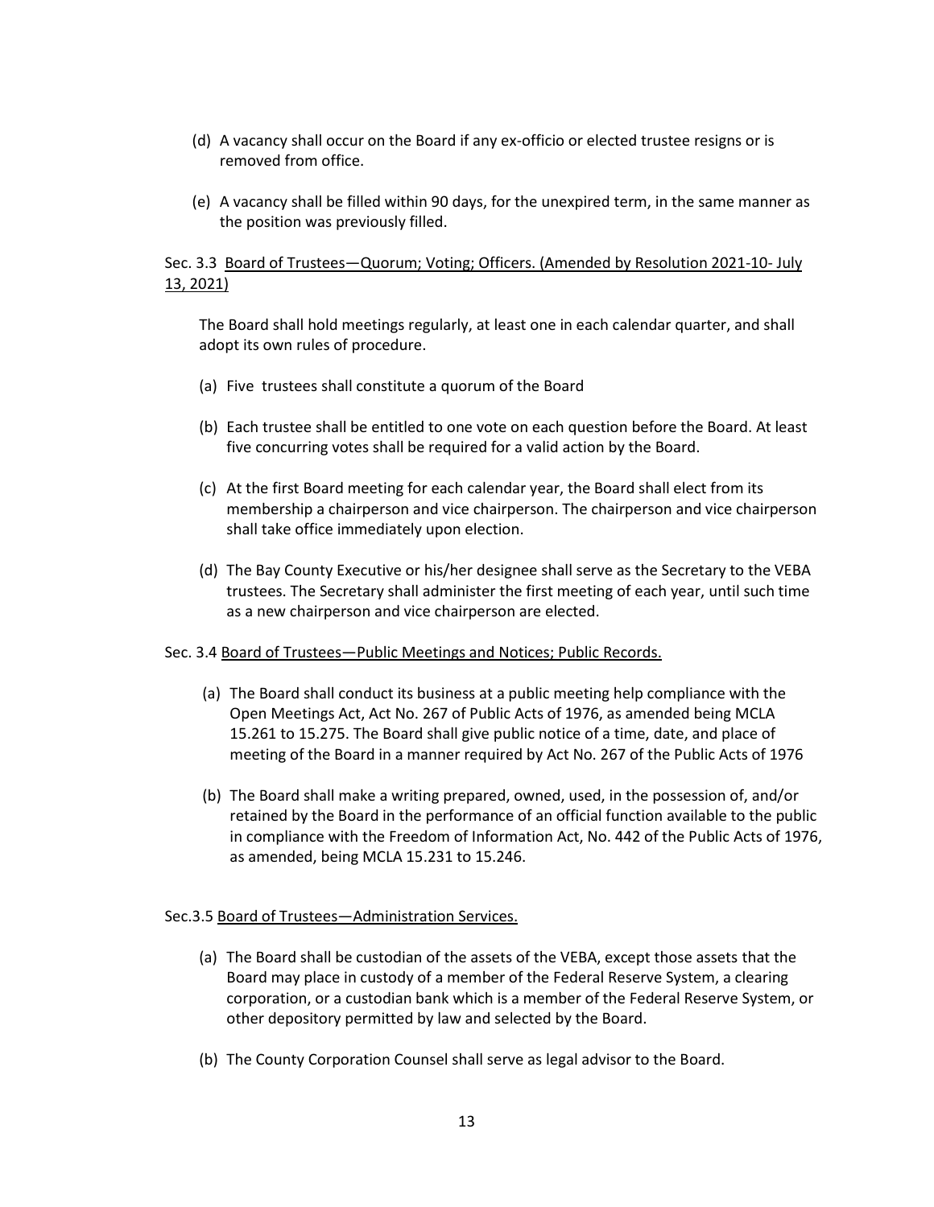(d) A vacancy shall occur on the Board if any ex-officio or elected trustee resigns or is removed from office.

(e) A vacancy shall be filled within 90 days, for the unexpired term, in the same manner as the position was previously filled.

Sec. 3.3 <u>Board of Trustees—Quorum; Voting; Officers. (Amended by Resolution 2021-10- July 13, 2021)</u>

The Board shall hold meetings regularly, at least one in each calendar quarter, and shall adopt its own rules of procedure.

(a) Five trustees shall constitute a quorum of the Board

(b) Each trustee shall be entitled to one vote on each question before the Board. At least five concurring votes shall be required for a valid action by the Board.

(c) At the first Board meeting for each calendar year, the Board shall elect from its membership a chairperson and vice chairperson. The chairperson and vice chairperson shall take office immediately upon election.

(d) The Bay County Executive or his/her designee shall serve as the Secretary to the VEBA trustees. The Secretary shall administer the first meeting of each year, until such time as a new chairperson and vice chairperson are elected.

Sec. 3.4 <u>Board of Trustees—Public Meetings and Notices; Public Records.</u>

(a) The Board shall conduct its business at a public meeting help compliance with the Open Meetings Act, Act No. 267 of Public Acts of 1976, as amended being MCLA 15.261 to 15.275. The Board shall give public notice of a time, date, and place of meeting of the Board in a manner required by Act No. 267 of the Public Acts of 1976

(b) The Board shall make a writing prepared, owned, used, in the possession of, and/or retained by the Board in the performance of an official function available to the public in compliance with the Freedom of Information Act, No. 442 of the Public Acts of 1976, as amended, being MCLA 15.231 to 15.246.

Sec.3.5 <u>Board of Trustees—Administration Services.</u>

(a) The Board shall be custodian of the assets of the VEBA, except those assets that the Board may place in custody of a member of the Federal Reserve System, a clearing corporation, or a custodian bank which is a member of the Federal Reserve System, or other depository permitted by law and selected by the Board.

(b) The County Corporation Counsel shall serve as legal advisor to the Board.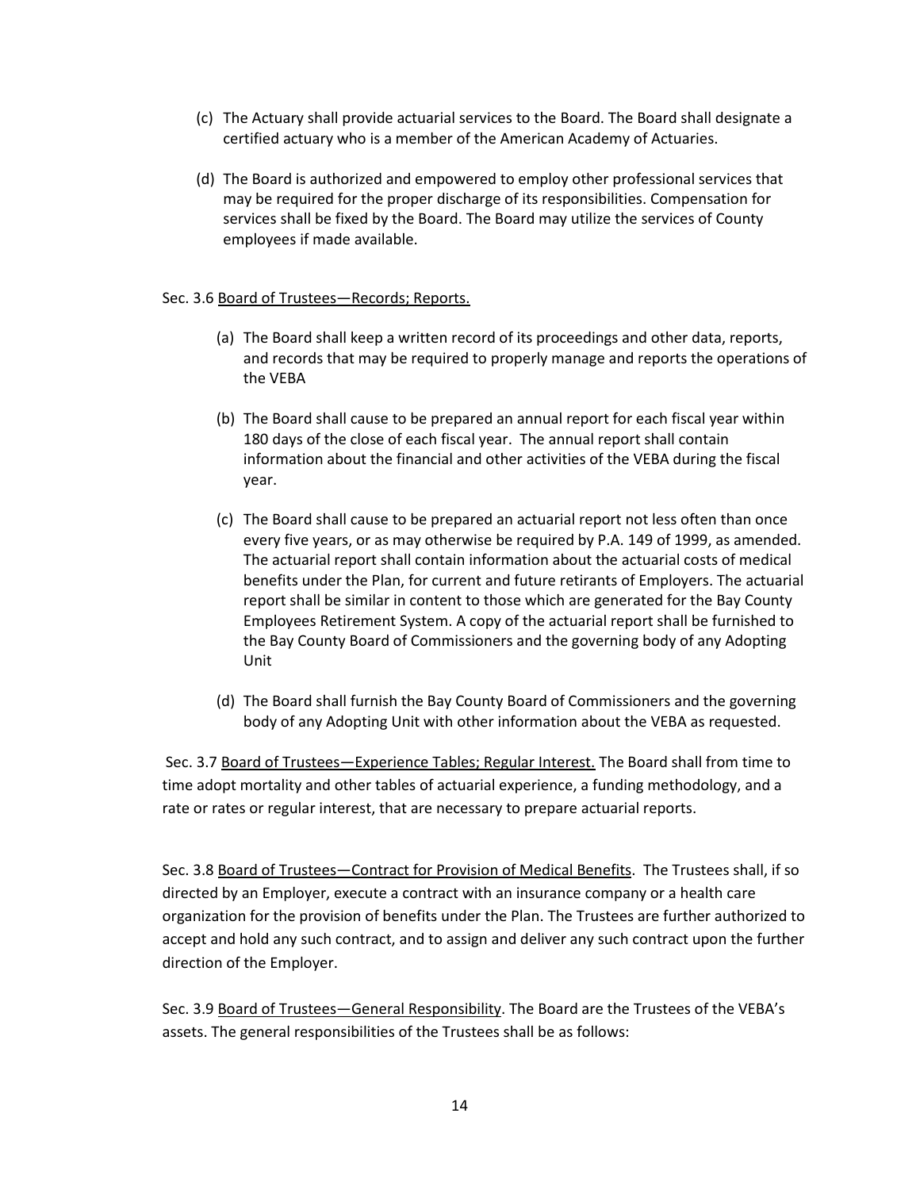(c) The Actuary shall provide actuarial services to the Board. The Board shall designate a certified actuary who is a member of the American Academy of Actuaries.

(d) The Board is authorized and empowered to employ other professional services that may be required for the proper discharge of its responsibilities. Compensation for services shall be fixed by the Board. The Board may utilize the services of County employees if made available.

Sec. 3.6 <u>Board of Trustees—Records; Reports.</u>

(a) The Board shall keep a written record of its proceedings and other data, reports, and records that may be required to properly manage and reports the operations of the VEBA

(b) The Board shall cause to be prepared an annual report for each fiscal year within 180 days of the close of each fiscal year. The annual report shall contain information about the financial and other activities of the VEBA during the fiscal year.

(c) The Board shall cause to be prepared an actuarial report not less often than once every five years, or as may otherwise be required by P.A. 149 of 1999, as amended. The actuarial report shall contain information about the actuarial costs of medical benefits under the Plan, for current and future retirants of Employers. The actuarial report shall be similar in content to those which are generated for the Bay County Employees Retirement System. A copy of the actuarial report shall be furnished to the Bay County Board of Commissioners and the governing body of any Adopting Unit

(d) The Board shall furnish the Bay County Board of Commissioners and the governing body of any Adopting Unit with other information about the VEBA as requested.

Sec. 3.7 <u>Board of Trustees—Experience Tables; Regular Interest.</u> The Board shall from time to time adopt mortality and other tables of actuarial experience, a funding methodology, and a rate or rates or regular interest, that are necessary to prepare actuarial reports.

Sec. 3.8 <u>Board of Trustees—Contract for Provision of Medical Benefits</u>. The Trustees shall, if so directed by an Employer, execute a contract with an insurance company or a health care organization for the provision of benefits under the Plan. The Trustees are further authorized to accept and hold any such contract, and to assign and deliver any such contract upon the further direction of the Employer.

Sec. 3.9 <u>Board of Trustees—General Responsibility</u>. The Board are the Trustees of the VEBA's assets. The general responsibilities of the Trustees shall be as follows: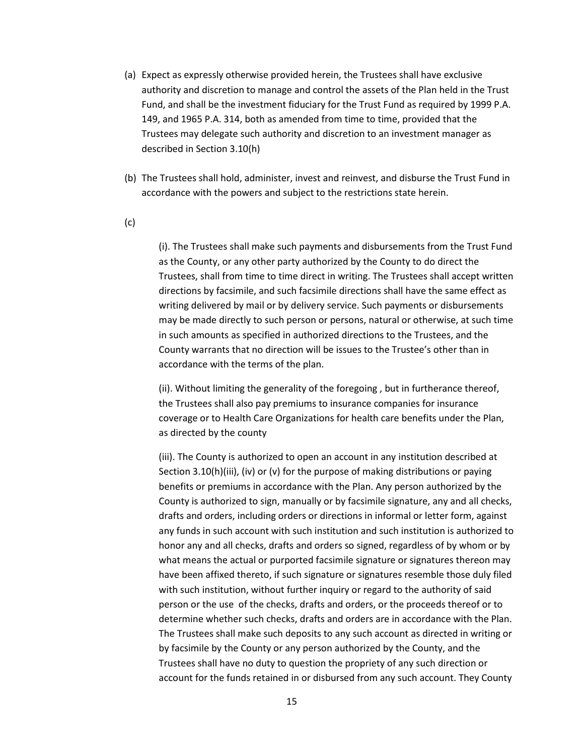(a) Expect as expressly otherwise provided herein, the Trustees shall have exclusive authority and discretion to manage and control the assets of the Plan held in the Trust Fund, and shall be the investment fiduciary for the Trust Fund as required by 1999 P.A. 149, and 1965 P.A. 314, both as amended from time to time, provided that the Trustees may delegate such authority and discretion to an investment manager as described in Section 3.10(h)

(b) The Trustees shall hold, administer, invest and reinvest, and disburse the Trust Fund in accordance with the powers and subject to the restrictions state herein.

(c)

(i). The Trustees shall make such payments and disbursements from the Trust Fund as the County, or any other party authorized by the County to do direct the Trustees, shall from time to time direct in writing. The Trustees shall accept written directions by facsimile, and such facsimile directions shall have the same effect as writing delivered by mail or by delivery service. Such payments or disbursements may be made directly to such person or persons, natural or otherwise, at such time in such amounts as specified in authorized directions to the Trustees, and the County warrants that no direction will be issues to the Trustee's other than in accordance with the terms of the plan.

(ii). Without limiting the generality of the foregoing , but in furtherance thereof, the Trustees shall also pay premiums to insurance companies for insurance coverage or to Health Care Organizations for health care benefits under the Plan, as directed by the county

(iii). The County is authorized to open an account in any institution described at Section 3.10(h)(iii), (iv) or (v) for the purpose of making distributions or paying benefits or premiums in accordance with the Plan. Any person authorized by the County is authorized to sign, manually or by facsimile signature, any and all checks, drafts and orders, including orders or directions in informal or letter form, against any funds in such account with such institution and such institution is authorized to honor any and all checks, drafts and orders so signed, regardless of by whom or by what means the actual or purported facsimile signature or signatures thereon may have been affixed thereto, if such signature or signatures resemble those duly filed with such institution, without further inquiry or regard to the authority of said person or the use of the checks, drafts and orders, or the proceeds thereof or to determine whether such checks, drafts and orders are in accordance with the Plan. The Trustees shall make such deposits to any such account as directed in writing or by facsimile by the County or any person authorized by the County, and the Trustees shall have no duty to question the propriety of any such direction or account for the funds retained in or disbursed from any such account. They County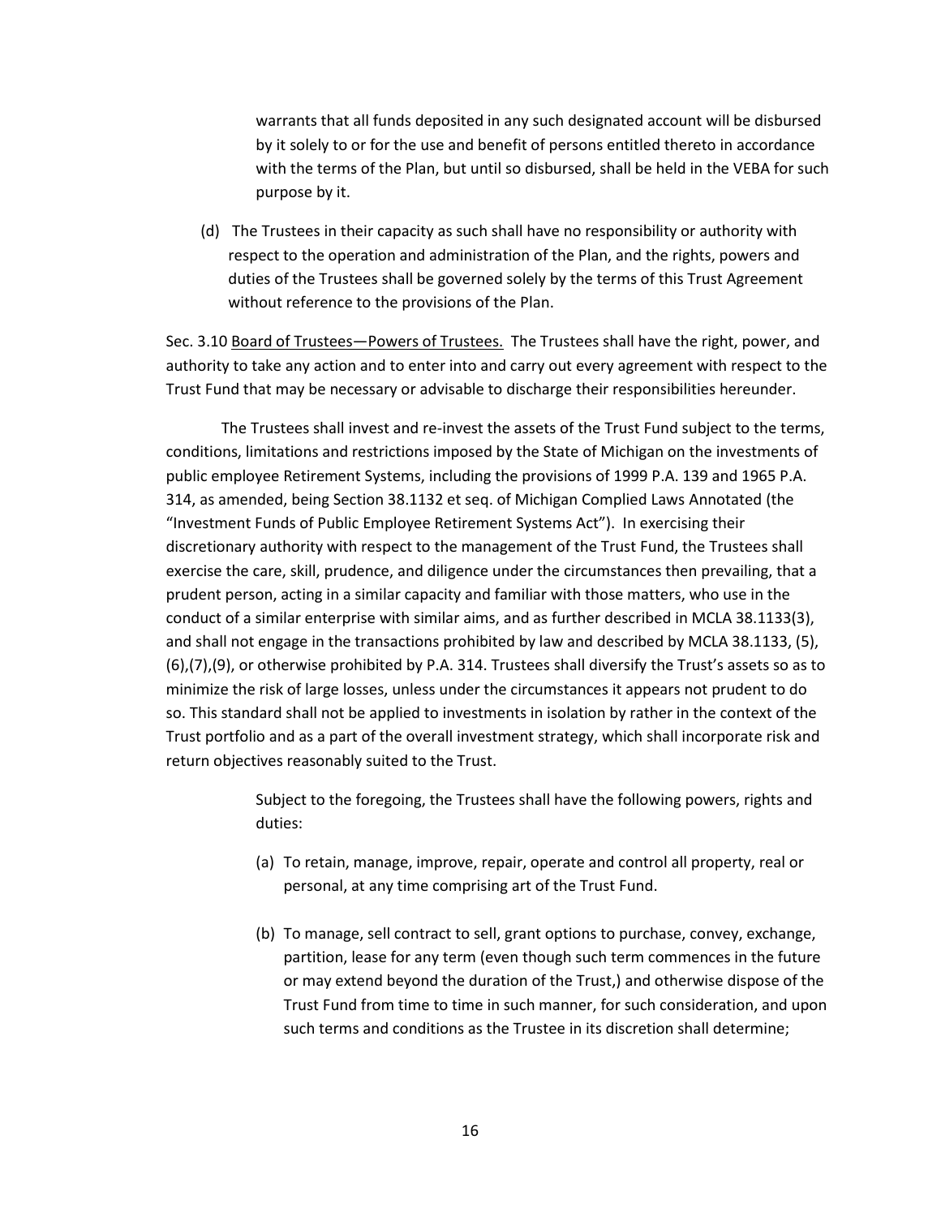warrants that all funds deposited in any such designated account will be disbursed by it solely to or for the use and benefit of persons entitled thereto in accordance with the terms of the Plan, but until so disbursed, shall be held in the VEBA for such purpose by it.

(d) The Trustees in their capacity as such shall have no responsibility or authority with respect to the operation and administration of the Plan, and the rights, powers and duties of the Trustees shall be governed solely by the terms of this Trust Agreement without reference to the provisions of the Plan.

Sec. 3.10 Board of Trustees—Powers of Trustees. The Trustees shall have the right, power, and authority to take any action and to enter into and carry out every agreement with respect to the Trust Fund that may be necessary or advisable to discharge their responsibilities hereunder.

The Trustees shall invest and re-invest the assets of the Trust Fund subject to the terms, conditions, limitations and restrictions imposed by the State of Michigan on the investments of public employee Retirement Systems, including the provisions of 1999 P.A. 139 and 1965 P.A. 314, as amended, being Section 38.1132 et seq. of Michigan Complied Laws Annotated (the "Investment Funds of Public Employee Retirement Systems Act"). In exercising their discretionary authority with respect to the management of the Trust Fund, the Trustees shall exercise the care, skill, prudence, and diligence under the circumstances then prevailing, that a prudent person, acting in a similar capacity and familiar with those matters, who use in the conduct of a similar enterprise with similar aims, and as further described in MCLA 38.1133(3), and shall not engage in the transactions prohibited by law and described by MCLA 38.1133, (5), (6),(7),(9), or otherwise prohibited by P.A. 314. Trustees shall diversify the Trust's assets so as to minimize the risk of large losses, unless under the circumstances it appears not prudent to do so. This standard shall not be applied to investments in isolation by rather in the context of the Trust portfolio and as a part of the overall investment strategy, which shall incorporate risk and return objectives reasonably suited to the Trust.

Subject to the foregoing, the Trustees shall have the following powers, rights and duties:

(a) To retain, manage, improve, repair, operate and control all property, real or personal, at any time comprising art of the Trust Fund.

(b) To manage, sell contract to sell, grant options to purchase, convey, exchange, partition, lease for any term (even though such term commences in the future or may extend beyond the duration of the Trust,) and otherwise dispose of the Trust Fund from time to time in such manner, for such consideration, and upon such terms and conditions as the Trustee in its discretion shall determine;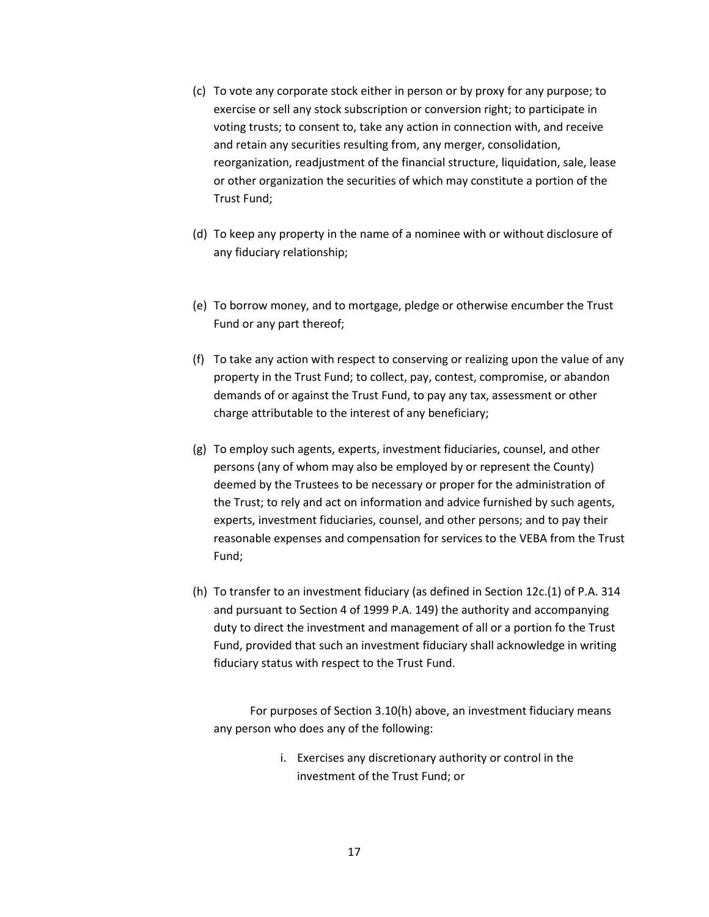(c) To vote any corporate stock either in person or by proxy for any purpose; to exercise or sell any stock subscription or conversion right; to participate in voting trusts; to consent to, take any action in connection with, and receive and retain any securities resulting from, any merger, consolidation, reorganization, readjustment of the financial structure, liquidation, sale, lease or other organization the securities of which may constitute a portion of the Trust Fund;

(d) To keep any property in the name of a nominee with or without disclosure of any fiduciary relationship;

(e) To borrow money, and to mortgage, pledge or otherwise encumber the Trust Fund or any part thereof;

(f) To take any action with respect to conserving or realizing upon the value of any property in the Trust Fund; to collect, pay, contest, compromise, or abandon demands of or against the Trust Fund, to pay any tax, assessment or other charge attributable to the interest of any beneficiary;

(g) To employ such agents, experts, investment fiduciaries, counsel, and other persons (any of whom may also be employed by or represent the County) deemed by the Trustees to be necessary or proper for the administration of the Trust; to rely and act on information and advice furnished by such agents, experts, investment fiduciaries, counsel, and other persons; and to pay their reasonable expenses and compensation for services to the VEBA from the Trust Fund;

(h) To transfer to an investment fiduciary (as defined in Section 12c.(1) of P.A. 314 and pursuant to Section 4 of 1999 P.A. 149) the authority and accompanying duty to direct the investment and management of all or a portion fo the Trust Fund, provided that such an investment fiduciary shall acknowledge in writing fiduciary status with respect to the Trust Fund.

For purposes of Section 3.10(h) above, an investment fiduciary means any person who does any of the following:

i. Exercises any discretionary authority or control in the investment of the Trust Fund; or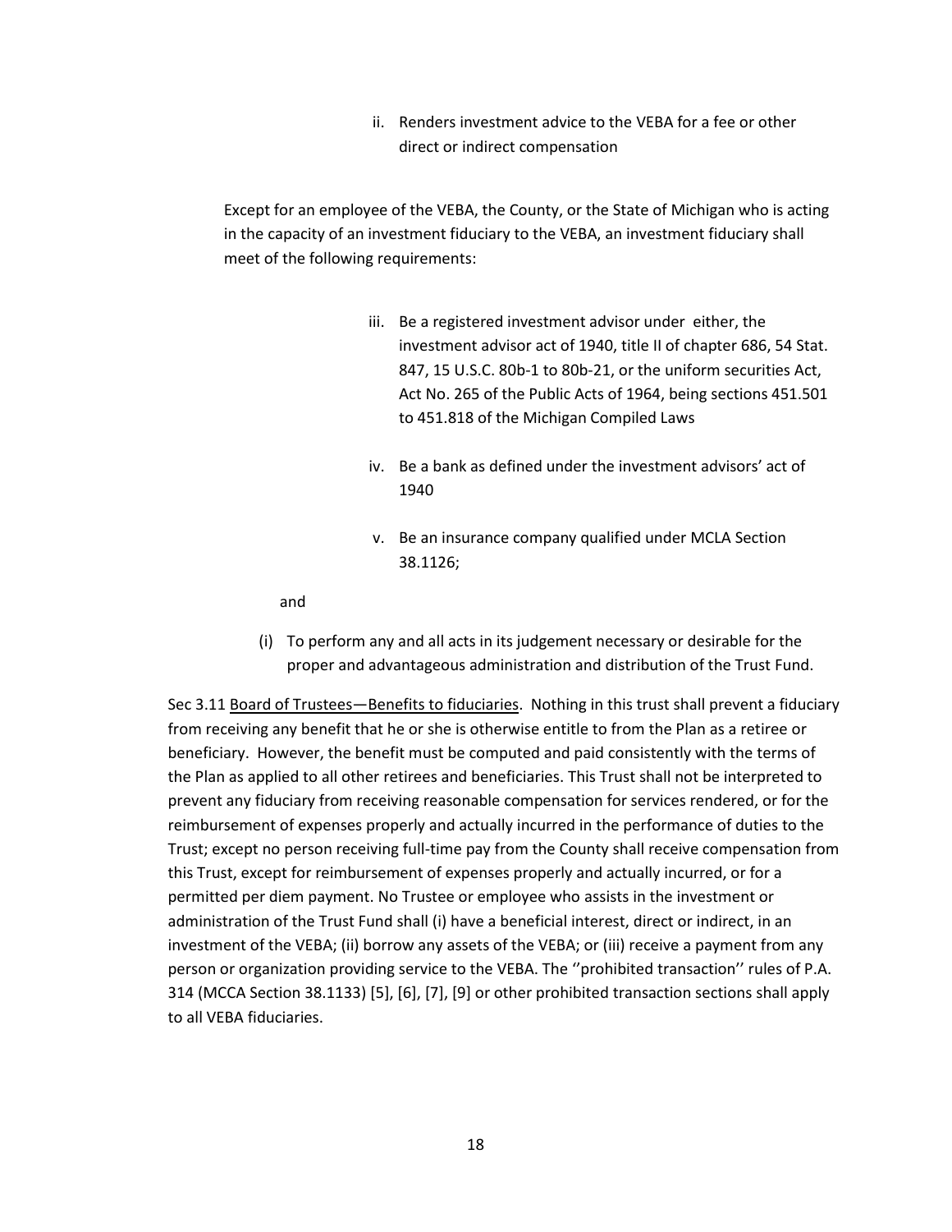ii. Renders investment advice to the VEBA for a fee or other direct or indirect compensation

Except for an employee of the VEBA, the County, or the State of Michigan who is acting in the capacity of an investment fiduciary to the VEBA, an investment fiduciary shall meet of the following requirements:

iii. Be a registered investment advisor under either, the investment advisor act of 1940, title II of chapter 686, 54 Stat. 847, 15 U.S.C. 80b-1 to 80b-21, or the uniform securities Act, Act No. 265 of the Public Acts of 1964, being sections 451.501 to 451.818 of the Michigan Compiled Laws

iv. Be a bank as defined under the investment advisors' act of 1940

v. Be an insurance company qualified under MCLA Section 38.1126;

and

(i) To perform any and all acts in its judgement necessary or desirable for the proper and advantageous administration and distribution of the Trust Fund.

Sec 3.11 <u>Board of Trustees—Benefits to fiduciaries</u>. Nothing in this trust shall prevent a fiduciary from receiving any benefit that he or she is otherwise entitle to from the Plan as a retiree or beneficiary. However, the benefit must be computed and paid consistently with the terms of the Plan as applied to all other retirees and beneficiaries. This Trust shall not be interpreted to prevent any fiduciary from receiving reasonable compensation for services rendered, or for the reimbursement of expenses properly and actually incurred in the performance of duties to the Trust; except no person receiving full-time pay from the County shall receive compensation from this Trust, except for reimbursement of expenses properly and actually incurred, or for a permitted per diem payment. No Trustee or employee who assists in the investment or administration of the Trust Fund shall (i) have a beneficial interest, direct or indirect, in an investment of the VEBA; (ii) borrow any assets of the VEBA; or (iii) receive a payment from any person or organization providing service to the VEBA. The ''prohibited transaction'' rules of P.A. 314 (MCCA Section 38.1133) [5], [6], [7], [9] or other prohibited transaction sections shall apply to all VEBA fiduciaries.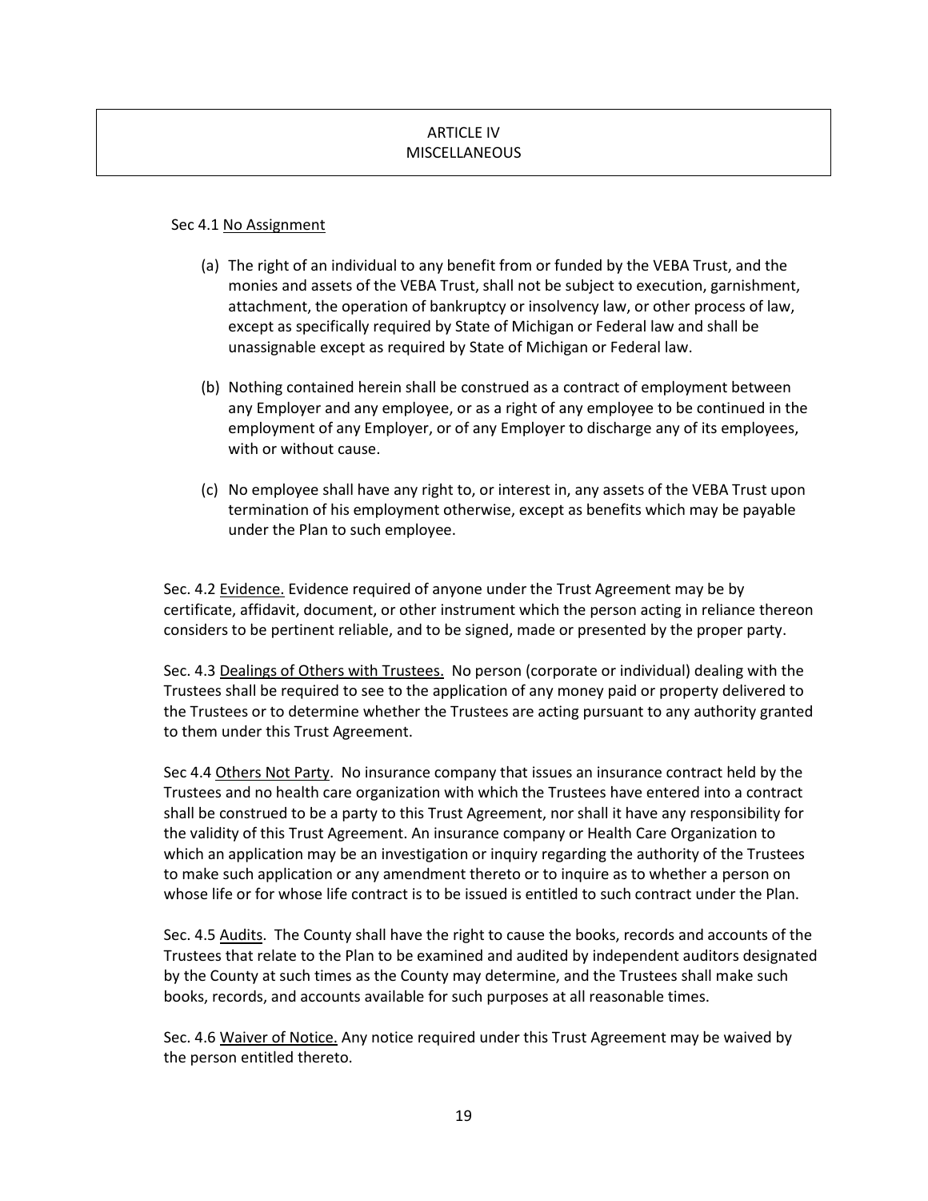# ARTICLE IV
# MISCELLANEOUS

Sec 4.1 <u>No Assignment</u>

(a) The right of an individual to any benefit from or funded by the VEBA Trust, and the monies and assets of the VEBA Trust, shall not be subject to execution, garnishment, attachment, the operation of bankruptcy or insolvency law, or other process of law, except as specifically required by State of Michigan or Federal law and shall be unassignable except as required by State of Michigan or Federal law.

(b) Nothing contained herein shall be construed as a contract of employment between any Employer and any employee, or as a right of any employee to be continued in the employment of any Employer, or of any Employer to discharge any of its employees, with or without cause.

(c) No employee shall have any right to, or interest in, any assets of the VEBA Trust upon termination of his employment otherwise, except as benefits which may be payable under the Plan to such employee.

Sec. 4.2 <u>Evidence.</u> Evidence required of anyone under the Trust Agreement may be by certificate, affidavit, document, or other instrument which the person acting in reliance thereon considers to be pertinent reliable, and to be signed, made or presented by the proper party.

Sec. 4.3 <u>Dealings of Others with Trustees.</u> No person (corporate or individual) dealing with the Trustees shall be required to see to the application of any money paid or property delivered to the Trustees or to determine whether the Trustees are acting pursuant to any authority granted to them under this Trust Agreement.

Sec 4.4 <u>Others Not Party</u>. No insurance company that issues an insurance contract held by the Trustees and no health care organization with which the Trustees have entered into a contract shall be construed to be a party to this Trust Agreement, nor shall it have any responsibility for the validity of this Trust Agreement. An insurance company or Health Care Organization to which an application may be an investigation or inquiry regarding the authority of the Trustees to make such application or any amendment thereto or to inquire as to whether a person on whose life or for whose life contract is to be issued is entitled to such contract under the Plan.

Sec. 4.5 <u>Audits</u>. The County shall have the right to cause the books, records and accounts of the Trustees that relate to the Plan to be examined and audited by independent auditors designated by the County at such times as the County may determine, and the Trustees shall make such books, records, and accounts available for such purposes at all reasonable times.

Sec. 4.6 <u>Waiver of Notice.</u> Any notice required under this Trust Agreement may be waived by the person entitled thereto.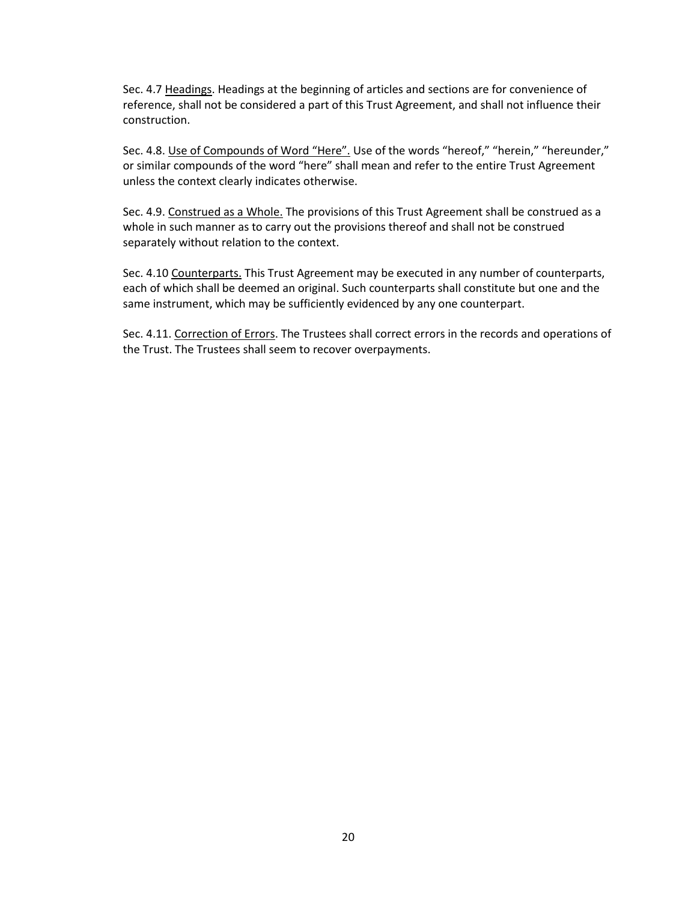Sec. 4.7 Headings. Headings at the beginning of articles and sections are for convenience of reference, shall not be considered a part of this Trust Agreement, and shall not influence their construction.

Sec. 4.8. Use of Compounds of Word "Here". Use of the words "hereof," "herein," "hereunder," or similar compounds of the word "here" shall mean and refer to the entire Trust Agreement unless the context clearly indicates otherwise.

Sec. 4.9. Construed as a Whole. The provisions of this Trust Agreement shall be construed as a whole in such manner as to carry out the provisions thereof and shall not be construed separately without relation to the context.

Sec. 4.10 Counterparts. This Trust Agreement may be executed in any number of counterparts, each of which shall be deemed an original. Such counterparts shall constitute but one and the same instrument, which may be sufficiently evidenced by any one counterpart.

Sec. 4.11. Correction of Errors. The Trustees shall correct errors in the records and operations of the Trust. The Trustees shall seem to recover overpayments.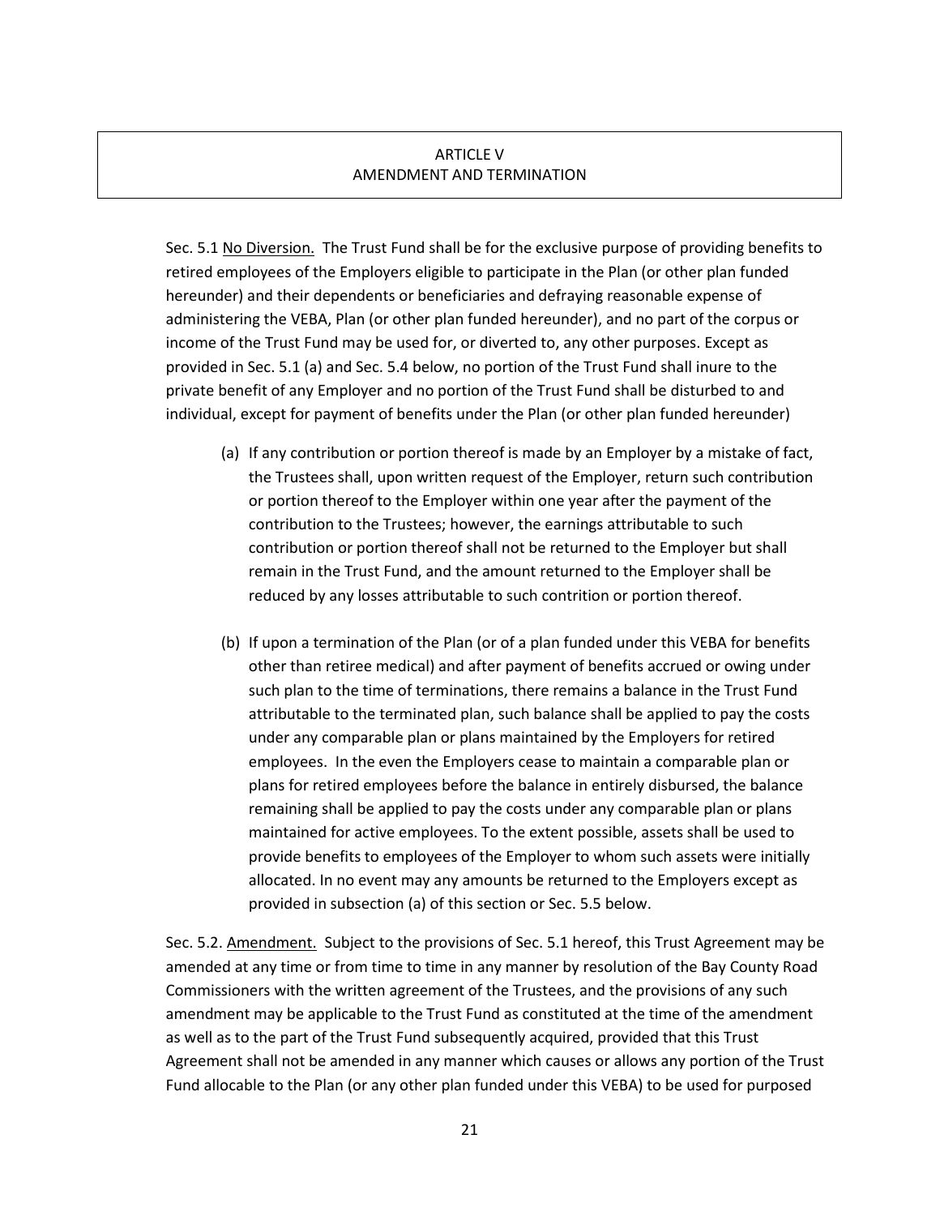## ARTICLE V
## AMENDMENT AND TERMINATION

Sec. 5.1 No Diversion. The Trust Fund shall be for the exclusive purpose of providing benefits to retired employees of the Employers eligible to participate in the Plan (or other plan funded hereunder) and their dependents or beneficiaries and defraying reasonable expense of administering the VEBA, Plan (or other plan funded hereunder), and no part of the corpus or income of the Trust Fund may be used for, or diverted to, any other purposes. Except as provided in Sec. 5.1 (a) and Sec. 5.4 below, no portion of the Trust Fund shall inure to the private benefit of any Employer and no portion of the Trust Fund shall be disturbed to and individual, except for payment of benefits under the Plan (or other plan funded hereunder)

(a) If any contribution or portion thereof is made by an Employer by a mistake of fact, the Trustees shall, upon written request of the Employer, return such contribution or portion thereof to the Employer within one year after the payment of the contribution to the Trustees; however, the earnings attributable to such contribution or portion thereof shall not be returned to the Employer but shall remain in the Trust Fund, and the amount returned to the Employer shall be reduced by any losses attributable to such contrition or portion thereof.

(b) If upon a termination of the Plan (or of a plan funded under this VEBA for benefits other than retiree medical) and after payment of benefits accrued or owing under such plan to the time of terminations, there remains a balance in the Trust Fund attributable to the terminated plan, such balance shall be applied to pay the costs under any comparable plan or plans maintained by the Employers for retired employees. In the even the Employers cease to maintain a comparable plan or plans for retired employees before the balance in entirely disbursed, the balance remaining shall be applied to pay the costs under any comparable plan or plans maintained for active employees. To the extent possible, assets shall be used to provide benefits to employees of the Employer to whom such assets were initially allocated. In no event may any amounts be returned to the Employers except as provided in subsection (a) of this section or Sec. 5.5 below.

Sec. 5.2. Amendment. Subject to the provisions of Sec. 5.1 hereof, this Trust Agreement may be amended at any time or from time to time in any manner by resolution of the Bay County Road Commissioners with the written agreement of the Trustees, and the provisions of any such amendment may be applicable to the Trust Fund as constituted at the time of the amendment as well as to the part of the Trust Fund subsequently acquired, provided that this Trust Agreement shall not be amended in any manner which causes or allows any portion of the Trust Fund allocable to the Plan (or any other plan funded under this VEBA) to be used for purposed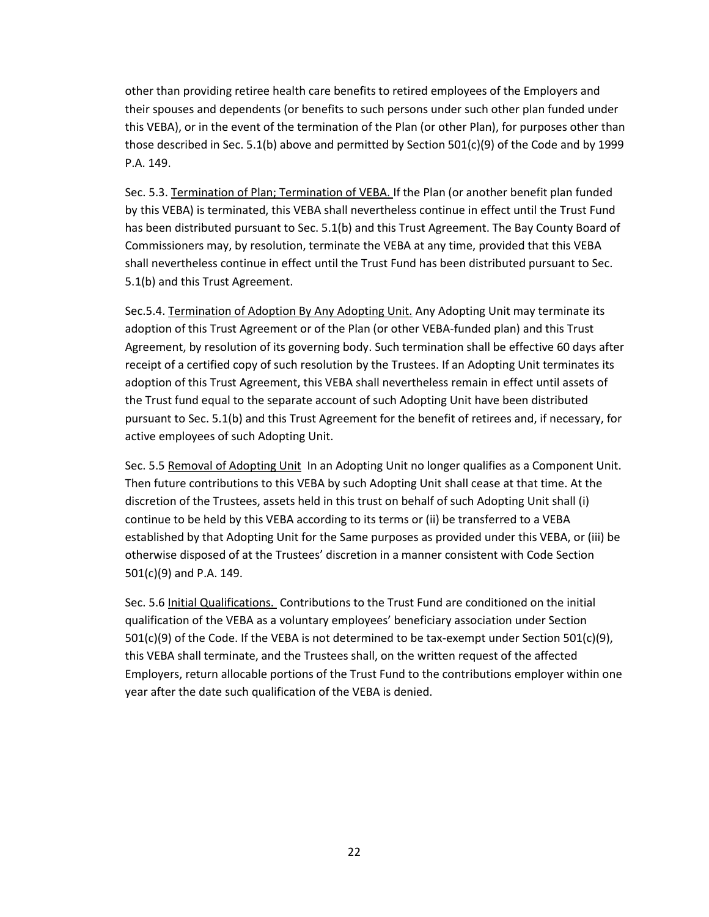other than providing retiree health care benefits to retired employees of the Employers and their spouses and dependents (or benefits to such persons under such other plan funded under this VEBA), or in the event of the termination of the Plan (or other Plan), for purposes other than those described in Sec. 5.1(b) above and permitted by Section 501(c)(9) of the Code and by 1999 P.A. 149.

Sec. 5.3. Termination of Plan; Termination of VEBA. If the Plan (or another benefit plan funded by this VEBA) is terminated, this VEBA shall nevertheless continue in effect until the Trust Fund has been distributed pursuant to Sec. 5.1(b) and this Trust Agreement. The Bay County Board of Commissioners may, by resolution, terminate the VEBA at any time, provided that this VEBA shall nevertheless continue in effect until the Trust Fund has been distributed pursuant to Sec. 5.1(b) and this Trust Agreement.

Sec.5.4. Termination of Adoption By Any Adopting Unit. Any Adopting Unit may terminate its adoption of this Trust Agreement or of the Plan (or other VEBA-funded plan) and this Trust Agreement, by resolution of its governing body. Such termination shall be effective 60 days after receipt of a certified copy of such resolution by the Trustees. If an Adopting Unit terminates its adoption of this Trust Agreement, this VEBA shall nevertheless remain in effect until assets of the Trust fund equal to the separate account of such Adopting Unit have been distributed pursuant to Sec. 5.1(b) and this Trust Agreement for the benefit of retirees and, if necessary, for active employees of such Adopting Unit.

Sec. 5.5 Removal of Adopting Unit In an Adopting Unit no longer qualifies as a Component Unit. Then future contributions to this VEBA by such Adopting Unit shall cease at that time. At the discretion of the Trustees, assets held in this trust on behalf of such Adopting Unit shall (i) continue to be held by this VEBA according to its terms or (ii) be transferred to a VEBA established by that Adopting Unit for the Same purposes as provided under this VEBA, or (iii) be otherwise disposed of at the Trustees' discretion in a manner consistent with Code Section 501(c)(9) and P.A. 149.

Sec. 5.6 Initial Qualifications. Contributions to the Trust Fund are conditioned on the initial qualification of the VEBA as a voluntary employees' beneficiary association under Section 501(c)(9) of the Code. If the VEBA is not determined to be tax-exempt under Section 501(c)(9), this VEBA shall terminate, and the Trustees shall, on the written request of the affected Employers, return allocable portions of the Trust Fund to the contributions employer within one year after the date such qualification of the VEBA is denied.